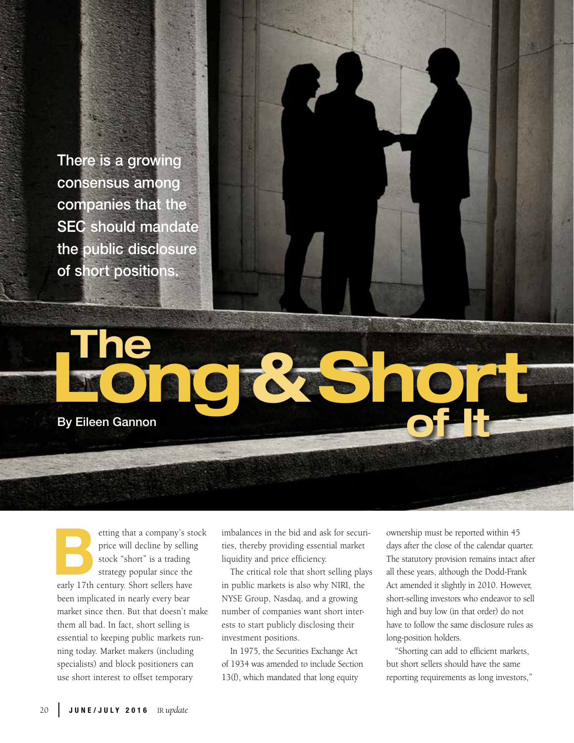# The Long & Short of It

There is a growing consensus among companies that the SEC should mandate the public disclosure of short positions.

By Eileen Gannon

Betting that a company's stock price will decline by selling stock "short" is a trading strategy popular since the early 17th century. Short sellers have been implicated in nearly every bear market since then. But that doesn't make them all bad. In fact, short selling is essential to keeping public markets running today. Market makers (including specialists) and block positioners can use short interest to offset temporary imbalances in the bid and ask for securities, thereby providing essential market liquidity and price efficiency.

The critical role that short selling plays in public markets is also why NIRI, the NYSE Group, Nasdaq, and a growing number of companies want short interests to start publicly disclosing their investment positions.

In 1975, the Securities Exchange Act of 1934 was amended to include Section 13(f), which mandated that long equity ownership must be reported within 45 days after the close of the calendar quarter. The statutory provision remains intact after all these years, although the Dodd-Frank Act amended it slightly in 2010. However, short-selling investors who endeavor to sell high and buy low (in that order) do not have to follow the same disclosure rules as long-position holders.

"Shorting can add to efficient markets, but short sellers should have the same reporting requirements as long investors,"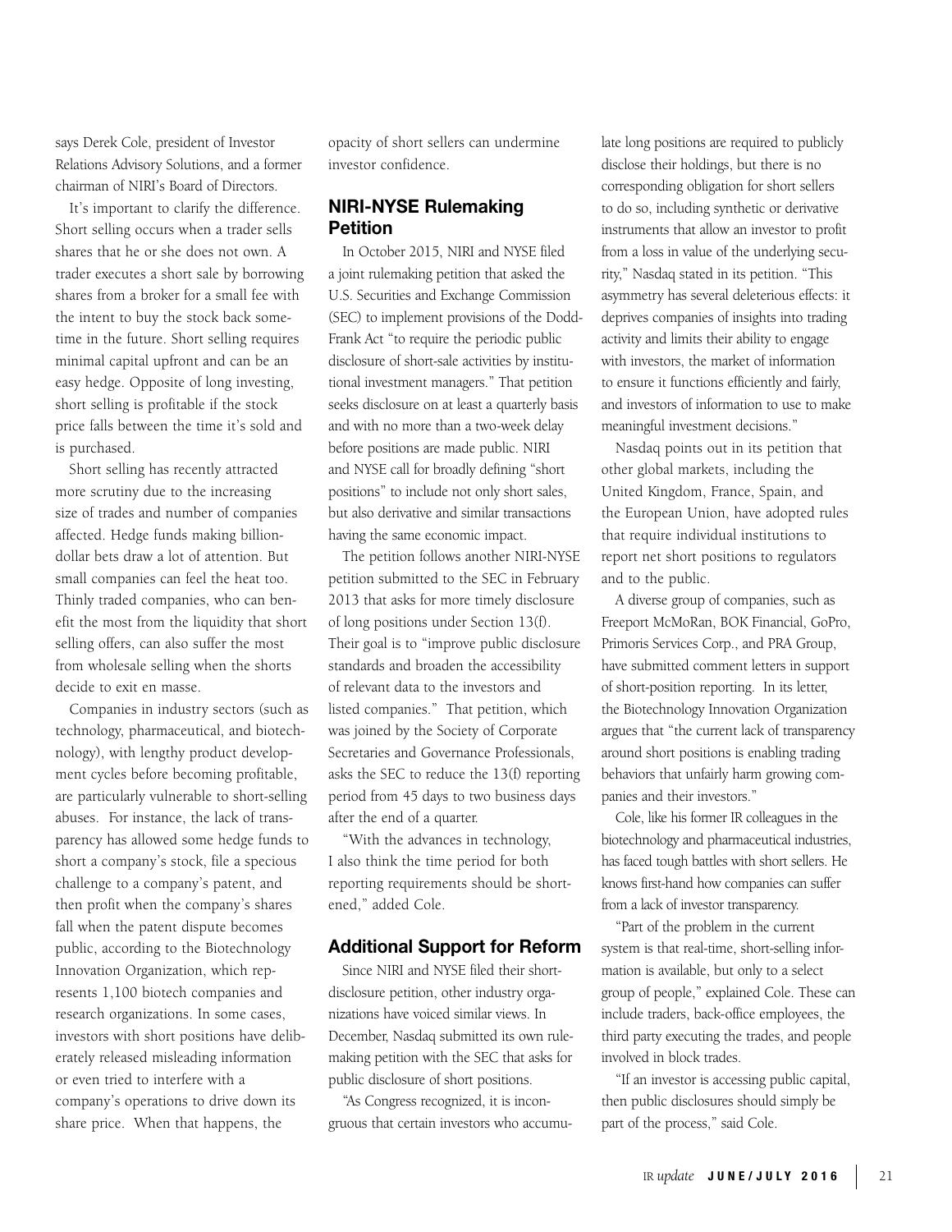says Derek Cole, president of Investor Relations Advisory Solutions, and a former chairman of NIRI's Board of Directors.

It's important to clarify the difference. Short selling occurs when a trader sells shares that he or she does not own. A trader executes a short sale by borrowing shares from a broker for a small fee with the intent to buy the stock back sometime in the future. Short selling requires minimal capital upfront and can be an easy hedge. Opposite of long investing, short selling is profitable if the stock price falls between the time it's sold and is purchased.

Short selling has recently attracted more scrutiny due to the increasing size of trades and number of companies affected. Hedge funds making billion-dollar bets draw a lot of attention. But small companies can feel the heat too. Thinly traded companies, who can benefit the most from the liquidity that short selling offers, can also suffer the most from wholesale selling when the shorts decide to exit en masse.

Companies in industry sectors (such as technology, pharmaceutical, and biotechnology), with lengthy product development cycles before becoming profitable, are particularly vulnerable to short-selling abuses. For instance, the lack of transparency has allowed some hedge funds to short a company's stock, file a specious challenge to a company's patent, and then profit when the company's shares fall when the patent dispute becomes public, according to the Biotechnology Innovation Organization, which represents 1,100 biotech companies and research organizations. In some cases, investors with short positions have deliberately released misleading information or even tried to interfere with a company's operations to drive down its share price. When that happens, the opacity of short sellers can undermine investor confidence.

## NIRI-NYSE Rulemaking Petition

In October 2015, NIRI and NYSE filed a joint rulemaking petition that asked the U.S. Securities and Exchange Commission (SEC) to implement provisions of the Dodd-Frank Act "to require the periodic public disclosure of short-sale activities by institutional investment managers." That petition seeks disclosure on at least a quarterly basis and with no more than a two-week delay before positions are made public. NIRI and NYSE call for broadly defining "short positions" to include not only short sales, but also derivative and similar transactions having the same economic impact.

The petition follows another NIRI-NYSE petition submitted to the SEC in February 2013 that asks for more timely disclosure of long positions under Section 13(f). Their goal is to "improve public disclosure standards and broaden the accessibility of relevant data to the investors and listed companies." That petition, which was joined by the Society of Corporate Secretaries and Governance Professionals, asks the SEC to reduce the 13(f) reporting period from 45 days to two business days after the end of a quarter.

"With the advances in technology, I also think the time period for both reporting requirements should be shortened," added Cole.

## Additional Support for Reform

Since NIRI and NYSE filed their short-disclosure petition, other industry organizations have voiced similar views. In December, Nasdaq submitted its own rulemaking petition with the SEC that asks for public disclosure of short positions.

"As Congress recognized, it is incongruous that certain investors who accumulate long positions are required to publicly disclose their holdings, but there is no corresponding obligation for short sellers to do so, including synthetic or derivative instruments that allow an investor to profit from a loss in value of the underlying security," Nasdaq stated in its petition. "This asymmetry has several deleterious effects: it deprives companies of insights into trading activity and limits their ability to engage with investors, the market of information to ensure it functions efficiently and fairly, and investors of information to use to make meaningful investment decisions."

Nasdaq points out in its petition that other global markets, including the United Kingdom, France, Spain, and the European Union, have adopted rules that require individual institutions to report net short positions to regulators and to the public.

A diverse group of companies, such as Freeport McMoRan, BOK Financial, GoPro, Primoris Services Corp., and PRA Group, have submitted comment letters in support of short-position reporting. In its letter, the Biotechnology Innovation Organization argues that "the current lack of transparency around short positions is enabling trading behaviors that unfairly harm growing companies and their investors."

Cole, like his former IR colleagues in the biotechnology and pharmaceutical industries, has faced tough battles with short sellers. He knows first-hand how companies can suffer from a lack of investor transparency.

"Part of the problem in the current system is that real-time, short-selling information is available, but only to a select group of people," explained Cole. These can include traders, back-office employees, the third party executing the trades, and people involved in block trades.

"If an investor is accessing public capital, then public disclosures should simply be part of the process," said Cole.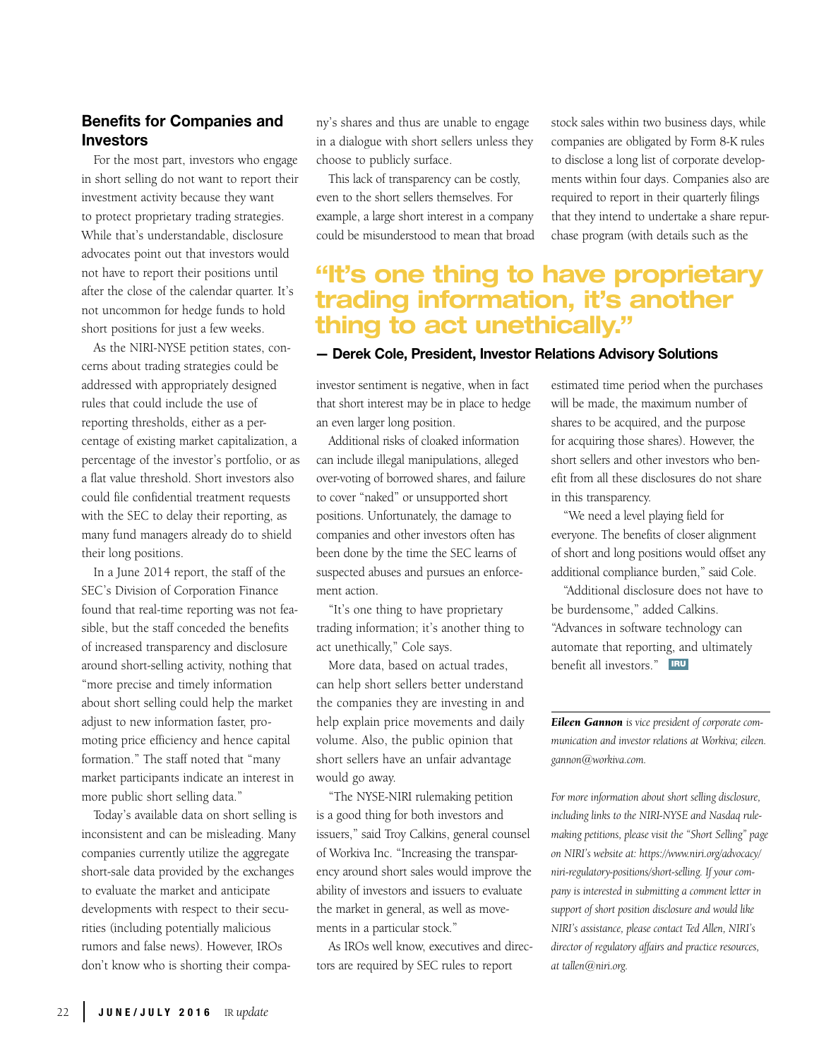## Benefits for Companies and Investors

For the most part, investors who engage in short selling do not want to report their investment activity because they want to protect proprietary trading strategies. While that's understandable, disclosure advocates point out that investors would not have to report their positions until after the close of the calendar quarter. It's not uncommon for hedge funds to hold short positions for just a few weeks.

As the NIRI-NYSE petition states, concerns about trading strategies could be addressed with appropriately designed rules that could include the use of reporting thresholds, either as a percentage of existing market capitalization, a percentage of the investor's portfolio, or as a flat value threshold. Short investors also could file confidential treatment requests with the SEC to delay their reporting, as many fund managers already do to shield their long positions.

In a June 2014 report, the staff of the SEC's Division of Corporation Finance found that real-time reporting was not feasible, but the staff conceded the benefits of increased transparency and disclosure around short-selling activity, nothing that "more precise and timely information about short selling could help the market adjust to new information faster, promoting price efficiency and hence capital formation." The staff noted that "many market participants indicate an interest in more public short selling data."

Today's available data on short selling is inconsistent and can be misleading. Many companies currently utilize the aggregate short-sale data provided by the exchanges to evaluate the market and anticipate developments with respect to their securities (including potentially malicious rumors and false news). However, IROs don't know who is shorting their company's shares and thus are unable to engage in a dialogue with short sellers unless they choose to publicly surface.

This lack of transparency can be costly, even to the short sellers themselves. For example, a large short interest in a company could be misunderstood to mean that broad investor sentiment is negative, when in fact that short interest may be in place to hedge an even larger long position.

Additional risks of cloaked information can include illegal manipulations, alleged over-voting of borrowed shares, and failure to cover "naked" or unsupported short positions. Unfortunately, the damage to companies and other investors often has been done by the time the SEC learns of suspected abuses and pursues an enforcement action.

"It's one thing to have proprietary trading information; it's another thing to act unethically," Cole says.

More data, based on actual trades, can help short sellers better understand the companies they are investing in and help explain price movements and daily volume. Also, the public opinion that short sellers have an unfair advantage would go away.

"The NYSE-NIRI rulemaking petition is a good thing for both investors and issuers," said Troy Calkins, general counsel of Workiva Inc. "Increasing the transparency around short sales would improve the ability of investors and issuers to evaluate the market in general, as well as movements in a particular stock."

As IROs well know, executives and directors are required by SEC rules to report stock sales within two business days, while companies are obligated by Form 8-K rules to disclose a long list of corporate developments within four days. Companies also are required to report in their quarterly filings that they intend to undertake a share repurchase program (with details such as the estimated time period when the purchases will be made, the maximum number of shares to be acquired, and the purpose for acquiring those shares). However, the short sellers and other investors who benefit from all these disclosures do not share in this transparency.

> **"It's one thing to have proprietary trading information, it's another thing to act unethically."**
>
> **— Derek Cole, President, Investor Relations Advisory Solutions**

"We need a level playing field for everyone. The benefits of closer alignment of short and long positions would offset any additional compliance burden," said Cole.

"Additional disclosure does not have to be burdensome," added Calkins. "Advances in software technology can automate that reporting, and ultimately benefit all investors." IRU

---

***Eileen Gannon** is vice president of corporate communication and investor relations at Workiva; eileen.gannon@workiva.com.*

*For more information about short selling disclosure, including links to the NIRI-NYSE and Nasdaq rulemaking petitions, please visit the "Short Selling" page on NIRI's website at: https://www.niri.org/advocacy/niri-regulatory-positions/short-selling. If your company is interested in submitting a comment letter in support of short position disclosure and would like NIRI's assistance, please contact Ted Allen, NIRI's director of regulatory affairs and practice resources, at tallen@niri.org.*